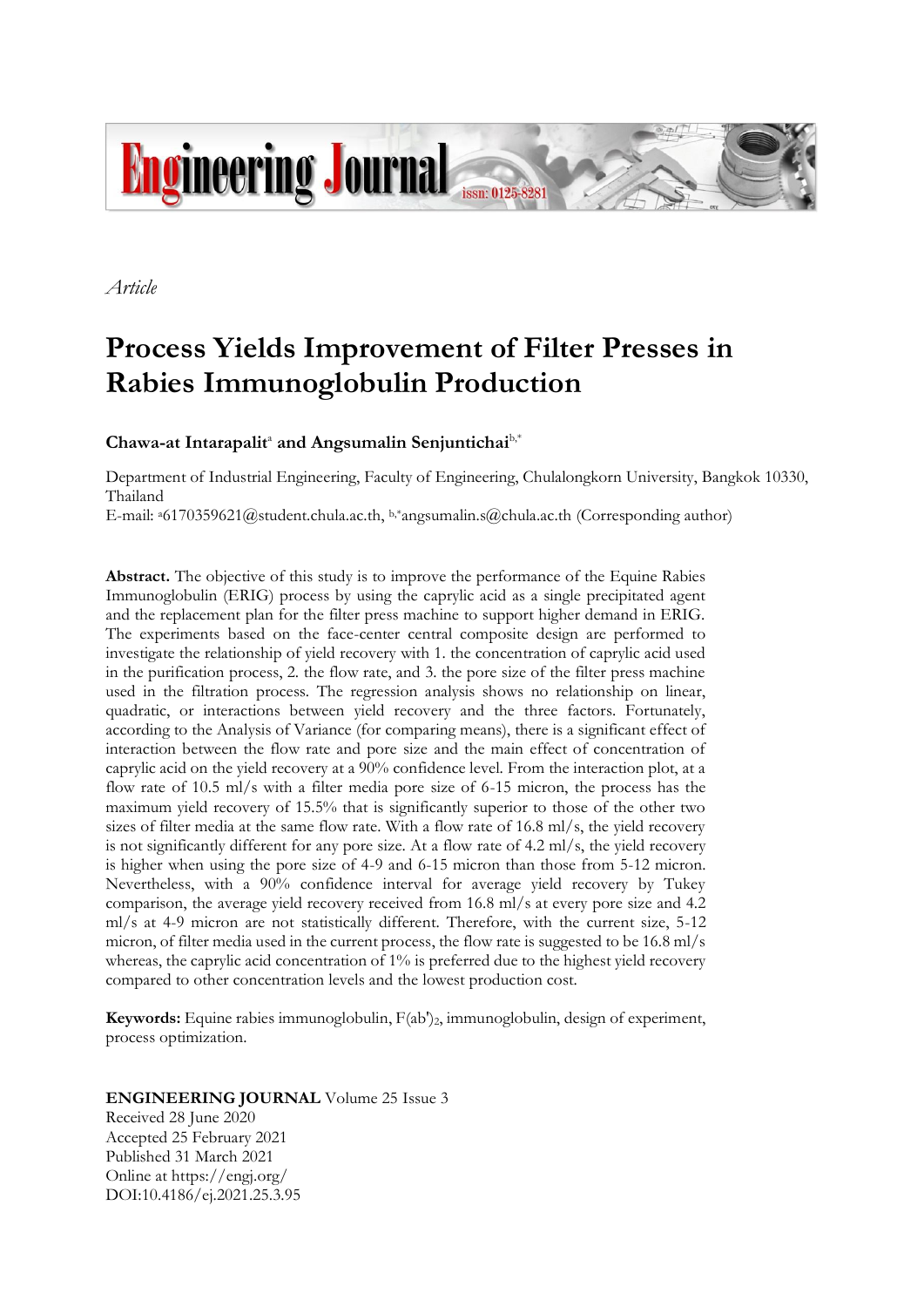*Article*

# Process Yields Improvement of Filter Presses in Rabies Immunoglobulin Production

**Chawa-at Intarapalit**[a] **and Angsumalin Senjuntichai**[b,*]

Department of Industrial Engineering, Faculty of Engineering, Chulalongkorn University, Bangkok 10330, Thailand

E-mail: [a]6170359621@student.chula.ac.th, [b,*]angsumalin.s@chula.ac.th (Corresponding author)

**Abstract.** The objective of this study is to improve the performance of the Equine Rabies Immunoglobulin (ERIG) process by using the caprylic acid as a single precipitated agent and the replacement plan for the filter press machine to support higher demand in ERIG. The experiments based on the face-center central composite design are performed to investigate the relationship of yield recovery with 1. the concentration of caprylic acid used in the purification process, 2. the flow rate, and 3. the pore size of the filter press machine used in the filtration process. The regression analysis shows no relationship on linear, quadratic, or interactions between yield recovery and the three factors. Fortunately, according to the Analysis of Variance (for comparing means), there is a significant effect of interaction between the flow rate and pore size and the main effect of concentration of caprylic acid on the yield recovery at a 90% confidence level. From the interaction plot, at a flow rate of 10.5 ml/s with a filter media pore size of 6-15 micron, the process has the maximum yield recovery of 15.5% that is significantly superior to those of the other two sizes of filter media at the same flow rate. With a flow rate of 16.8 ml/s, the yield recovery is not significantly different for any pore size. At a flow rate of 4.2 ml/s, the yield recovery is higher when using the pore size of 4-9 and 6-15 micron than those from 5-12 micron. Nevertheless, with a 90% confidence interval for average yield recovery by Tukey comparison, the average yield recovery received from 16.8 ml/s at every pore size and 4.2 ml/s at 4-9 micron are not statistically different. Therefore, with the current size, 5-12 micron, of filter media used in the current process, the flow rate is suggested to be 16.8 ml/s whereas, the caprylic acid concentration of 1% is preferred due to the highest yield recovery compared to other concentration levels and the lowest production cost.

**Keywords:** Equine rabies immunoglobulin, $F(ab')_2$, immunoglobulin, design of experiment, process optimization.

**ENGINEERING JOURNAL** Volume 25 Issue 3
Received 28 June 2020
Accepted 25 February 2021
Published 31 March 2021
Online at https://engj.org/
DOI:10.4186/ej.2021.25.3.95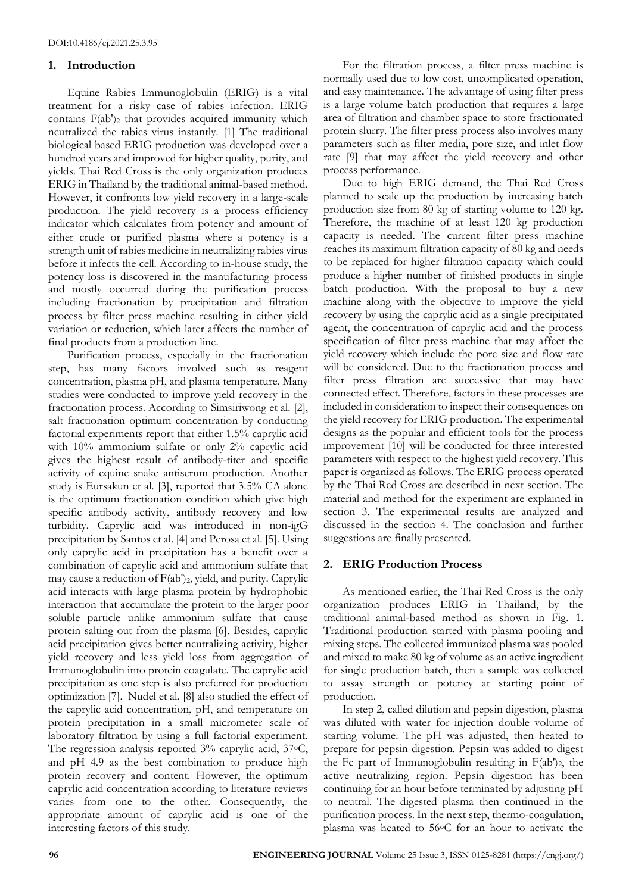## 1. Introduction

Equine Rabies Immunoglobulin (ERIG) is a vital treatment for a risky case of rabies infection. ERIG contains $F(ab')_2$ that provides acquired immunity which neutralized the rabies virus instantly. [1] The traditional biological based ERIG production was developed over a hundred years and improved for higher quality, purity, and yields. Thai Red Cross is the only organization produces ERIG in Thailand by the traditional animal-based method. However, it confronts low yield recovery in a large-scale production. The yield recovery is a process efficiency indicator which calculates from potency and amount of either crude or purified plasma where a potency is a strength unit of rabies medicine in neutralizing rabies virus before it infects the cell. According to in-house study, the potency loss is discovered in the manufacturing process and mostly occurred during the purification process including fractionation by precipitation and filtration process by filter press machine resulting in either yield variation or reduction, which later affects the number of final products from a production line.

Purification process, especially in the fractionation step, has many factors involved such as reagent concentration, plasma pH, and plasma temperature. Many studies were conducted to improve yield recovery in the fractionation process. According to Simsiriwong et al. [2], salt fractionation optimum concentration by conducting factorial experiments report that either 1.5% caprylic acid with 10% ammonium sulfate or only 2% caprylic acid gives the highest result of antibody-titer and specific activity of equine snake antiserum production. Another study is Eursakun et al. [3], reported that 3.5% CA alone is the optimum fractionation condition which give high specific antibody activity, antibody recovery and low turbidity. Caprylic acid was introduced in non-igG precipitation by Santos et al. [4] and Perosa et al. [5]. Using only caprylic acid in precipitation has a benefit over a combination of caprylic acid and ammonium sulfate that may cause a reduction of $F(ab')_2$, yield, and purity. Caprylic acid interacts with large plasma protein by hydrophobic interaction that accumulate the protein to the larger poor soluble particle unlike ammonium sulfate that cause protein salting out from the plasma [6]. Besides, caprylic acid precipitation gives better neutralizing activity, higher yield recovery and less yield loss from aggregation of Immunoglobulin into protein coagulate. The caprylic acid precipitation as one step is also preferred for production optimization [7]. Nudel et al. [8] also studied the effect of the caprylic acid concentration, pH, and temperature on protein precipitation in a small micrometer scale of laboratory filtration by using a full factorial experiment. The regression analysis reported 3% caprylic acid, 37°C, and pH 4.9 as the best combination to produce high protein recovery and content. However, the optimum caprylic acid concentration according to literature reviews varies from one to the other. Consequently, the appropriate amount of caprylic acid is one of the interesting factors of this study.

For the filtration process, a filter press machine is normally used due to low cost, uncomplicated operation, and easy maintenance. The advantage of using filter press is a large volume batch production that requires a large area of filtration and chamber space to store fractionated protein slurry. The filter press process also involves many parameters such as filter media, pore size, and inlet flow rate [9] that may affect the yield recovery and other process performance.

Due to high ERIG demand, the Thai Red Cross planned to scale up the production by increasing batch production size from 80 kg of starting volume to 120 kg. Therefore, the machine of at least 120 kg production capacity is needed. The current filter press machine reaches its maximum filtration capacity of 80 kg and needs to be replaced for higher filtration capacity which could produce a higher number of finished products in single batch production. With the proposal to buy a new machine along with the objective to improve the yield recovery by using the caprylic acid as a single precipitated agent, the concentration of caprylic acid and the process specification of filter press machine that may affect the yield recovery which include the pore size and flow rate will be considered. Due to the fractionation process and filter press filtration are successive that may have connected effect. Therefore, factors in these processes are included in consideration to inspect their consequences on the yield recovery for ERIG production. The experimental designs as the popular and efficient tools for the process improvement [10] will be conducted for three interested parameters with respect to the highest yield recovery. This paper is organized as follows. The ERIG process operated by the Thai Red Cross are described in next section. The material and method for the experiment are explained in section 3. The experimental results are analyzed and discussed in the section 4. The conclusion and further suggestions are finally presented.

## 2. ERIG Production Process

As mentioned earlier, the Thai Red Cross is the only organization produces ERIG in Thailand, by the traditional animal-based method as shown in Fig. 1. Traditional production started with plasma pooling and mixing steps. The collected immunized plasma was pooled and mixed to make 80 kg of volume as an active ingredient for single production batch, then a sample was collected to assay strength or potency at starting point of production.

In step 2, called dilution and pepsin digestion, plasma was diluted with water for injection double volume of starting volume. The pH was adjusted, then heated to prepare for pepsin digestion. Pepsin was added to digest the Fc part of Immunoglobulin resulting in $F(ab')_2$, the active neutralizing region. Pepsin digestion has been continuing for an hour before terminated by adjusting pH to neutral. The digested plasma then continued in the purification process. In the next step, thermo-coagulation, plasma was heated to 56°C for an hour to activate the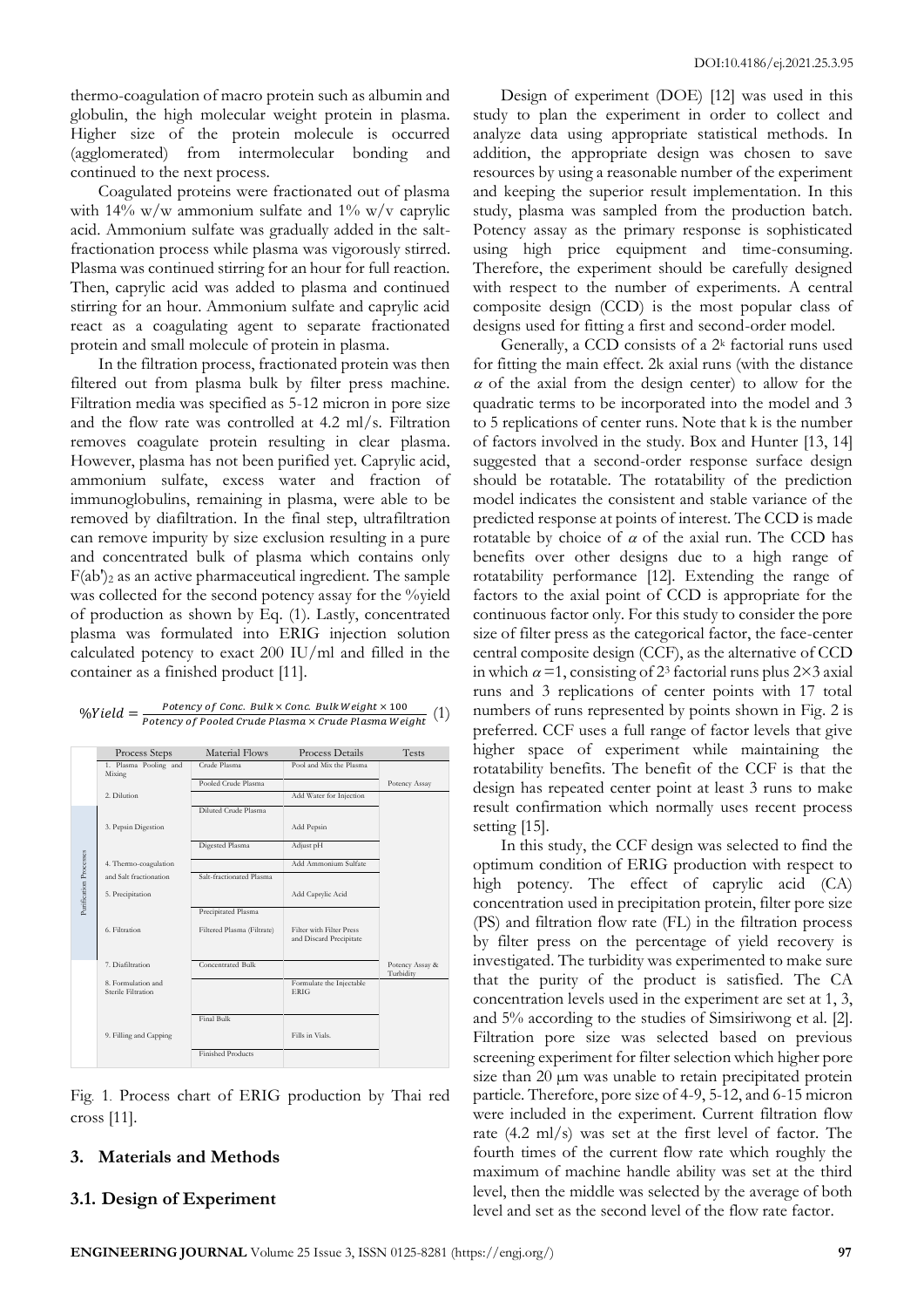thermo-coagulation of macro protein such as albumin and globulin, the high molecular weight protein in plasma. Higher size of the protein molecule is occurred (agglomerated) from intermolecular bonding and continued to the next process.

Coagulated proteins were fractionated out of plasma with 14% w/w ammonium sulfate and 1% w/v caprylic acid. Ammonium sulfate was gradually added in the salt-fractionation process while plasma was vigorously stirred. Plasma was continued stirring for an hour for full reaction. Then, caprylic acid was added to plasma and continued stirring for an hour. Ammonium sulfate and caprylic acid react as a coagulating agent to separate fractionated protein and small molecule of protein in plasma.

In the filtration process, fractionated protein was then filtered out from plasma bulk by filter press machine. Filtration media was specified as 5-12 micron in pore size and the flow rate was controlled at 4.2 ml/s. Filtration removes coagulate protein resulting in clear plasma. However, plasma has not been purified yet. Caprylic acid, ammonium sulfate, excess water and fraction of immunoglobulins, remaining in plasma, were able to be removed by diafiltration. In the final step, ultrafiltration can remove impurity by size exclusion resulting in a pure and concentrated bulk of plasma which contains only $F(ab')_2$ as an active pharmaceutical ingredient. The sample was collected for the second potency assay for the %yield of production as shown by Eq. (1). Lastly, concentrated plasma was formulated into ERIG injection solution calculated potency to exact 200 IU/ml and filled in the container as a finished product [11].

$$\%Yield = \frac{Potency\ of\ Conc.\ Bulk \times Conc.\ Bulk\ Weight \times 100}{Potency\ of\ Pooled\ Crude\ Plasma \times Crude\ Plasma\ Weight} \quad (1)$$

| | Process Steps | Material Flows | Process Details | Tests |
|---|---|---|---|---|
| | 1. Plasma Pooling and Mixing | Crude Plasma | Pool and Mix the Plasma | |
| | | Pooled Crude Plasma | | Potency Assay |
| | 2. Dilution | | Add Water for Injection | |
| Purification Processes | | Diluted Crude Plasma | | |
| | 3. Pepsin Digestion | | Add Pepsin | |
| | | Digested Plasma | Adjust pH | |
| | 4. Thermo-coagulation | | Add Ammonium Sulfate | |
| | and Salt fractionation | Salt-fractionated Plasma | | |
| | 5. Precipitation | | Add Caprylic Acid | |
| | | Precipitated Plasma | | |
| | 6. Filtration | Filtered Plasma (Filtrate) | Filter with Filter Press and Discard Precipitate | |
| | 7. Diafiltration | Concentrated Bulk | | Potency Assay & Turbidity |
| | 8. Formulation and Sterile Filtration | | Formulate the Injectable ERIG | |
| | | Final Bulk | | |
| | 9. Filling and Capping | | Fills in Vials. | |
| | | Finished Products | | |

Fig. 1. Process chart of ERIG production by Thai red cross [11].

## 3. Materials and Methods

### 3.1. Design of Experiment

Design of experiment (DOE) [12] was used in this study to plan the experiment in order to collect and analyze data using appropriate statistical methods. In addition, the appropriate design was chosen to save resources by using a reasonable number of the experiment and keeping the superior result implementation. In this study, plasma was sampled from the production batch. Potency assay as the primary response is sophisticated using high price equipment and time-consuming. Therefore, the experiment should be carefully designed with respect to the number of experiments. A central composite design (CCD) is the most popular class of designs used for fitting a first and second-order model.

Generally, a CCD consists of a $2^k$ factorial runs used for fitting the main effect. 2k axial runs (with the distance $\alpha$ of the axial from the design center) to allow for the quadratic terms to be incorporated into the model and 3 to 5 replications of center runs. Note that k is the number of factors involved in the study. Box and Hunter [13, 14] suggested that a second-order response surface design should be rotatable. The rotatability of the prediction model indicates the consistent and stable variance of the predicted response at points of interest. The CCD is made rotatable by choice of $\alpha$ of the axial run. The CCD has benefits over other designs due to a high range of rotatability performance [12]. Extending the range of factors to the axial point of CCD is appropriate for the continuous factor only. For this study to consider the pore size of filter press as the categorical factor, the face-center central composite design (CCF), as the alternative of CCD in which $\alpha = 1$, consisting of $2^3$ factorial runs plus $2 \times 3$ axial runs and 3 replications of center points with 17 total numbers of runs represented by points shown in Fig. 2 is preferred. CCF uses a full range of factor levels that give higher space of experiment while maintaining the rotatability benefits. The benefit of the CCF is that the design has repeated center point at least 3 runs to make result confirmation which normally uses recent process setting [15].

In this study, the CCF design was selected to find the optimum condition of ERIG production with respect to high potency. The effect of caprylic acid (CA) concentration used in precipitation protein, filter pore size (PS) and filtration flow rate (FL) in the filtration process by filter press on the percentage of yield recovery is investigated. The turbidity was experimented to make sure that the purity of the product is satisfied. The CA concentration levels used in the experiment are set at 1, 3, and 5% according to the studies of Simsiriwong et al. [2]. Filtration pore size was selected based on previous screening experiment for filter selection which higher pore size than 20 μm was unable to retain precipitated protein particle. Therefore, pore size of 4-9, 5-12, and 6-15 micron were included in the experiment. Current filtration flow rate (4.2 ml/s) was set at the first level of factor. The fourth times of the current flow rate which roughly the maximum of machine handle ability was set at the third level, then the middle was selected by the average of both level and set as the second level of the flow rate factor.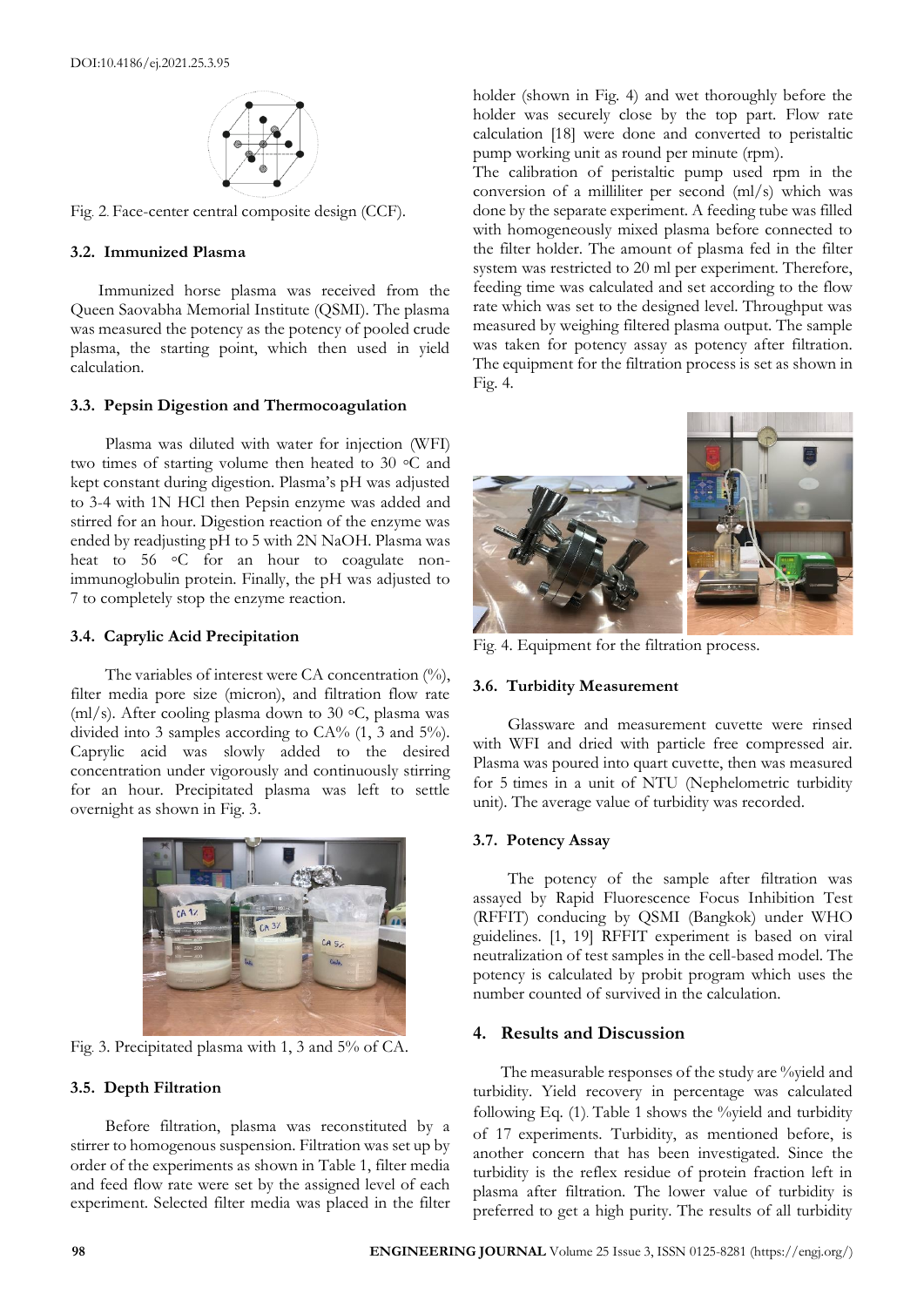Fig. 2. Face-center central composite design (CCF).

### 3.2. Immunized Plasma

Immunized horse plasma was received from the Queen Saovabha Memorial Institute (QSMI). The plasma was measured the potency as the potency of pooled crude plasma, the starting point, which then used in yield calculation.

### 3.3. Pepsin Digestion and Thermocoagulation

Plasma was diluted with water for injection (WFI) two times of starting volume then heated to 30 ◦C and kept constant during digestion. Plasma's pH was adjusted to 3-4 with 1N HCl then Pepsin enzyme was added and stirred for an hour. Digestion reaction of the enzyme was ended by readjusting pH to 5 with 2N NaOH. Plasma was heat to 56 ◦C for an hour to coagulate non-immunoglobulin protein. Finally, the pH was adjusted to 7 to completely stop the enzyme reaction.

### 3.4. Caprylic Acid Precipitation

The variables of interest were CA concentration (%), filter media pore size (micron), and filtration flow rate (ml/s). After cooling plasma down to 30 ◦C, plasma was divided into 3 samples according to CA% (1, 3 and 5%). Caprylic acid was slowly added to the desired concentration under vigorously and continuously stirring for an hour. Precipitated plasma was left to settle overnight as shown in Fig. 3.

Fig. 3. Precipitated plasma with 1, 3 and 5% of CA.

### 3.5. Depth Filtration

Before filtration, plasma was reconstituted by a stirrer to homogenous suspension. Filtration was set up by order of the experiments as shown in Table 1, filter media and feed flow rate were set by the assigned level of each experiment. Selected filter media was placed in the filter holder (shown in Fig. 4) and wet thoroughly before the holder was securely close by the top part. Flow rate calculation [18] were done and converted to peristaltic pump working unit as round per minute (rpm).

The calibration of peristaltic pump used rpm in the conversion of a milliliter per second (ml/s) which was done by the separate experiment. A feeding tube was filled with homogeneously mixed plasma before connected to the filter holder. The amount of plasma fed in the filter system was restricted to 20 ml per experiment. Therefore, feeding time was calculated and set according to the flow rate which was set to the designed level. Throughput was measured by weighing filtered plasma output. The sample was taken for potency assay as potency after filtration. The equipment for the filtration process is set as shown in Fig. 4.

Fig. 4. Equipment for the filtration process.

### 3.6. Turbidity Measurement

Glassware and measurement cuvette were rinsed with WFI and dried with particle free compressed air. Plasma was poured into quart cuvette, then was measured for 5 times in a unit of NTU (Nephelometric turbidity unit). The average value of turbidity was recorded.

### 3.7. Potency Assay

The potency of the sample after filtration was assayed by Rapid Fluorescence Focus Inhibition Test (RFFIT) conducing by QSMI (Bangkok) under WHO guidelines. [1, 19] RFFIT experiment is based on viral neutralization of test samples in the cell-based model. The potency is calculated by probit program which uses the number counted of survived in the calculation.

## 4. Results and Discussion

The measurable responses of the study are %yield and turbidity. Yield recovery in percentage was calculated following Eq. (1). Table 1 shows the %yield and turbidity of 17 experiments. Turbidity, as mentioned before, is another concern that has been investigated. Since the turbidity is the reflex residue of protein fraction left in plasma after filtration. The lower value of turbidity is preferred to get a high purity. The results of all turbidity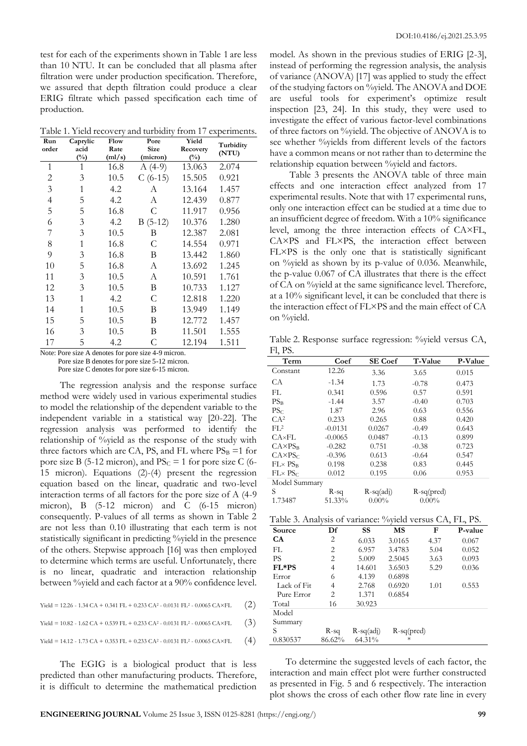test for each of the experiments shown in Table 1 are less than 10 NTU. It can be concluded that all plasma after filtration were under production specification. Therefore, we assured that depth filtration could produce a clear ERIG filtrate which passed specification each time of production.

Table 1. Yield recovery and turbidity from 17 experiments.

| Run order | Caprylic acid (%) | Flow Rate (ml/s) | Pore Size (micron) | Yield Recovery (%) | Turbidity (NTU) |
|---|---|---|---|---|---|
| 1 | 1 | 16.8 | A (4-9) | 13.063 | 2.074 |
| 2 | 3 | 10.5 | C (6-15) | 15.505 | 0.921 |
| 3 | 1 | 4.2 | A | 13.164 | 1.457 |
| 4 | 5 | 4.2 | A | 12.439 | 0.877 |
| 5 | 5 | 16.8 | C | 11.917 | 0.956 |
| 6 | 3 | 4.2 | B (5-12) | 10.376 | 1.280 |
| 7 | 3 | 10.5 | B | 12.387 | 2.081 |
| 8 | 1 | 16.8 | C | 14.554 | 0.971 |
| 9 | 3 | 16.8 | B | 13.442 | 1.860 |
| 10 | 5 | 16.8 | A | 13.692 | 1.245 |
| 11 | 3 | 10.5 | A | 10.591 | 1.761 |
| 12 | 3 | 10.5 | B | 10.733 | 1.127 |
| 13 | 1 | 4.2 | C | 12.818 | 1.220 |
| 14 | 1 | 10.5 | B | 13.949 | 1.149 |
| 15 | 5 | 10.5 | B | 12.772 | 1.457 |
| 16 | 3 | 10.5 | B | 11.501 | 1.555 |
| 17 | 5 | 4.2 | C | 12.194 | 1.511 |

Note: Pore size A denotes for pore size 4-9 micron.
Pore size B denotes for pore size 5-12 micron.
Pore size C denotes for pore size 6-15 micron.

The regression analysis and the response surface method were widely used in various experimental studies to model the relationship of the dependent variable to the independent variable in a statistical way [20-22]. The regression analysis was performed to identify the relationship of %yield as the response of the study with three factors which are CA, PS, and FL where $PS_B = 1$ for pore size B (5-12 micron), and $PS_C = 1$ for pore size C (6-15 micron). Equations (2)-(4) present the regression equation based on the linear, quadratic and two-level interaction terms of all factors for the pore size of A (4-9 micron), B (5-12 micron) and C (6-15 micron) consequently. P-values of all terms as shown in Table 2 are not less than 0.10 illustrating that each term is not statistically significant in predicting %yield in the presence of the others. Stepwise approach [16] was then employed to determine which terms are useful. Unfortunately, there is no linear, quadratic and interaction relationship between %yield and each factor at a 90% confidence level.

$$\text{Yield} = 12.26 - 1.34\,CA + 0.341\,FL + 0.233\,CA^2 - 0.0131\,FL^2 - 0.0065\,CA\times FL \quad (2)$$

$$\text{Yield} = 10.82 - 1.62\,CA + 0.539\,FL + 0.233\,CA^2 - 0.0131\,FL^2 - 0.0065\,CA\times FL \quad (3)$$

$$\text{Yield} = 14.12 - 1.73\,CA + 0.353\,FL + 0.233\,CA^2 - 0.0131\,FL^2 - 0.0065\,CA\times FL \quad (4)$$

The EGIG is a biological product that is less predicted than other manufacturing products. Therefore, it is difficult to determine the mathematical prediction model. As shown in the previous studies of ERIG [2-3], instead of performing the regression analysis, the analysis of variance (ANOVA) [17] was applied to study the effect of the studying factors on %yield. The ANOVA and DOE are useful tools for experiment's optimize result inspection [23, 24]. In this study, they were used to investigate the effect of various factor-level combinations of three factors on %yield. The objective of ANOVA is to see whether %yields from different levels of the factors have a common means or not rather than to determine the relationship equation between %yield and factors.

Table 3 presents the ANOVA table of three main effects and one interaction effect analyzed from 17 experimental results. Note that with 17 experimental runs, only one interaction effect can be studied at a time due to an insufficient degree of freedom. With a 10% significance level, among the three interaction effects of CA×FL, CA×PS and FL×PS, the interaction effect between FL×PS is the only one that is statistically significant on %yield as shown by its p-value of 0.036. Meanwhile, the p-value 0.067 of CA illustrates that there is the effect of CA on %yield at the same significance level. Therefore, at a 10% significant level, it can be concluded that there is the interaction effect of FL×PS and the main effect of CA on %yield.

Table 2. Response surface regression: %yield versus CA, Fl, PS.

| Term | Coef | SE Coef | T-Value | P-Value |
|---|---|---|---|---|
| Constant | 12.26 | 3.36 | 3.65 | 0.015 |
| CA | -1.34 | 1.73 | -0.78 | 0.473 |
| FL | 0.341 | 0.596 | 0.57 | 0.591 |
| $PS_B$ | -1.44 | 3.57 | -0.40 | 0.703 |
| $PS_C$ | 1.87 | 2.96 | 0.63 | 0.556 |
| $CA^2$ | 0.233 | 0.265 | 0.88 | 0.420 |
| $FL^2$ | -0.0131 | 0.0267 | -0.49 | 0.643 |
| CA×FL | -0.0065 | 0.0487 | -0.13 | 0.899 |
| $CA\times PS_B$ | -0.282 | 0.751 | -0.38 | 0.723 |
| $CA\times PS_C$ | -0.396 | 0.613 | -0.64 | 0.547 |
| $FL\times PS_B$ | 0.198 | 0.238 | 0.83 | 0.445 |
| $FL\times PS_C$ | 0.012 | 0.195 | 0.06 | 0.953 |
| Model Summary | | | | |
| S | R-sq | R-sq(adj) | R-sq(pred) | |
| 1.73487 | 51.33% | 0.00% | 0.00% | |

Table 3. Analysis of variance: %yield versus CA, FL, PS.

| Source | Df | SS | MS | F | P-value |
|---|---|---|---|---|---|
| **CA** | 2 | 6.033 | 3.0165 | 4.37 | 0.067 |
| FL | 2 | 6.957 | 3.4783 | 5.04 | 0.052 |
| PS | 2 | 5.009 | 2.5045 | 3.63 | 0.093 |
| **FL*PS** | 4 | 14.601 | 3.6503 | 5.29 | 0.036 |
| Error | 6 | 4.139 | 0.6898 | | |
| Lack of Fit | 4 | 2.768 | 0.6920 | 1.01 | 0.553 |
| Pure Error | 2 | 1.371 | 0.6854 | | |
| Total | 16 | 30.923 | | | |
| Model Summary | | | | | |
| S | R-sq | R-sq(adj) | R-sq(pred) | | |
| 0.830537 | 86.62% | 64.31% | * | | |

To determine the suggested levels of each factor, the interaction and main effect plot were further constructed as presented in Fig. 5 and 6 respectively. The interaction plot shows the cross of each other flow rate line in every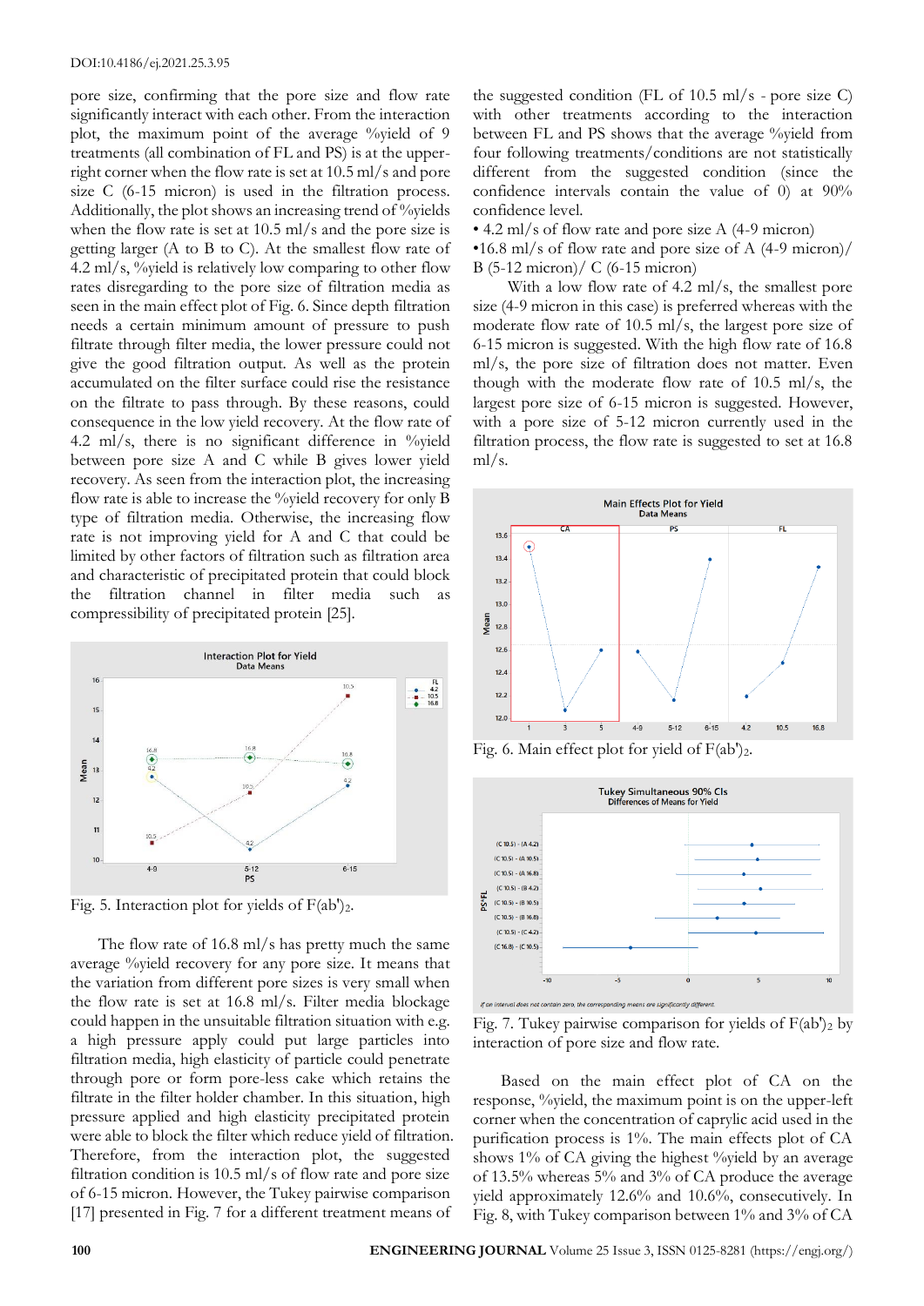pore size, confirming that the pore size and flow rate significantly interact with each other. From the interaction plot, the maximum point of the average %yield of 9 treatments (all combination of FL and PS) is at the upper-right corner when the flow rate is set at 10.5 ml/s and pore size C (6-15 micron) is used in the filtration process. Additionally, the plot shows an increasing trend of %yields when the flow rate is set at 10.5 ml/s and the pore size is getting larger (A to B to C). At the smallest flow rate of 4.2 ml/s, %yield is relatively low comparing to other flow rates disregarding to the pore size of filtration media as seen in the main effect plot of Fig. 6. Since depth filtration needs a certain minimum amount of pressure to push filtrate through filter media, the lower pressure could not give the good filtration output. As well as the protein accumulated on the filter surface could rise the resistance on the filtrate to pass through. By these reasons, could consequence in the low yield recovery. At the flow rate of 4.2 ml/s, there is no significant difference in %yield between pore size A and C while B gives lower yield recovery. As seen from the interaction plot, the increasing flow rate is able to increase the %yield recovery for only B type of filtration media. Otherwise, the increasing flow rate is not improving yield for A and C that could be limited by other factors of filtration such as filtration area and characteristic of precipitated protein that could block the filtration channel in filter media such as compressibility of precipitated protein [25].

Fig. 5. Interaction plot for yields of $F(ab')_2$.

The flow rate of 16.8 ml/s has pretty much the same average %yield recovery for any pore size. It means that the variation from different pore sizes is very small when the flow rate is set at 16.8 ml/s. Filter media blockage could happen in the unsuitable filtration situation with e.g. a high pressure apply could put large particles into filtration media, high elasticity of particle could penetrate through pore or form pore-less cake which retains the filtrate in the filter holder chamber. In this situation, high pressure applied and high elasticity precipitated protein were able to block the filter which reduce yield of filtration. Therefore, from the interaction plot, the suggested filtration condition is 10.5 ml/s of flow rate and pore size of 6-15 micron. However, the Tukey pairwise comparison [17] presented in Fig. 7 for a different treatment means of the suggested condition (FL of 10.5 ml/s - pore size C) with other treatments according to the interaction between FL and PS shows that the average %yield from four following treatments/conditions are not statistically different from the suggested condition (since the confidence intervals contain the value of 0) at 90% confidence level.

- 4.2 ml/s of flow rate and pore size A (4-9 micron)
- 16.8 ml/s of flow rate and pore size of A (4-9 micron)/ B (5-12 micron)/ C (6-15 micron)

With a low flow rate of 4.2 ml/s, the smallest pore size (4-9 micron in this case) is preferred whereas with the moderate flow rate of 10.5 ml/s, the largest pore size of 6-15 micron is suggested. With the high flow rate of 16.8 ml/s, the pore size of filtration does not matter. Even though with the moderate flow rate of 10.5 ml/s, the largest pore size of 6-15 micron is suggested. However, with a pore size of 5-12 micron currently used in the filtration process, the flow rate is suggested to set at 16.8 ml/s.

Fig. 6. Main effect plot for yield of $F(ab')_2$.

Fig. 7. Tukey pairwise comparison for yields of $F(ab')_2$ by interaction of pore size and flow rate.

Based on the main effect plot of CA on the response, %yield, the maximum point is on the upper-left corner when the concentration of caprylic acid used in the purification process is 1%. The main effects plot of CA shows 1% of CA giving the highest %yield by an average of 13.5% whereas 5% and 3% of CA produce the average yield approximately 12.6% and 10.6%, consecutively. In Fig. 8, with Tukey comparison between 1% and 3% of CA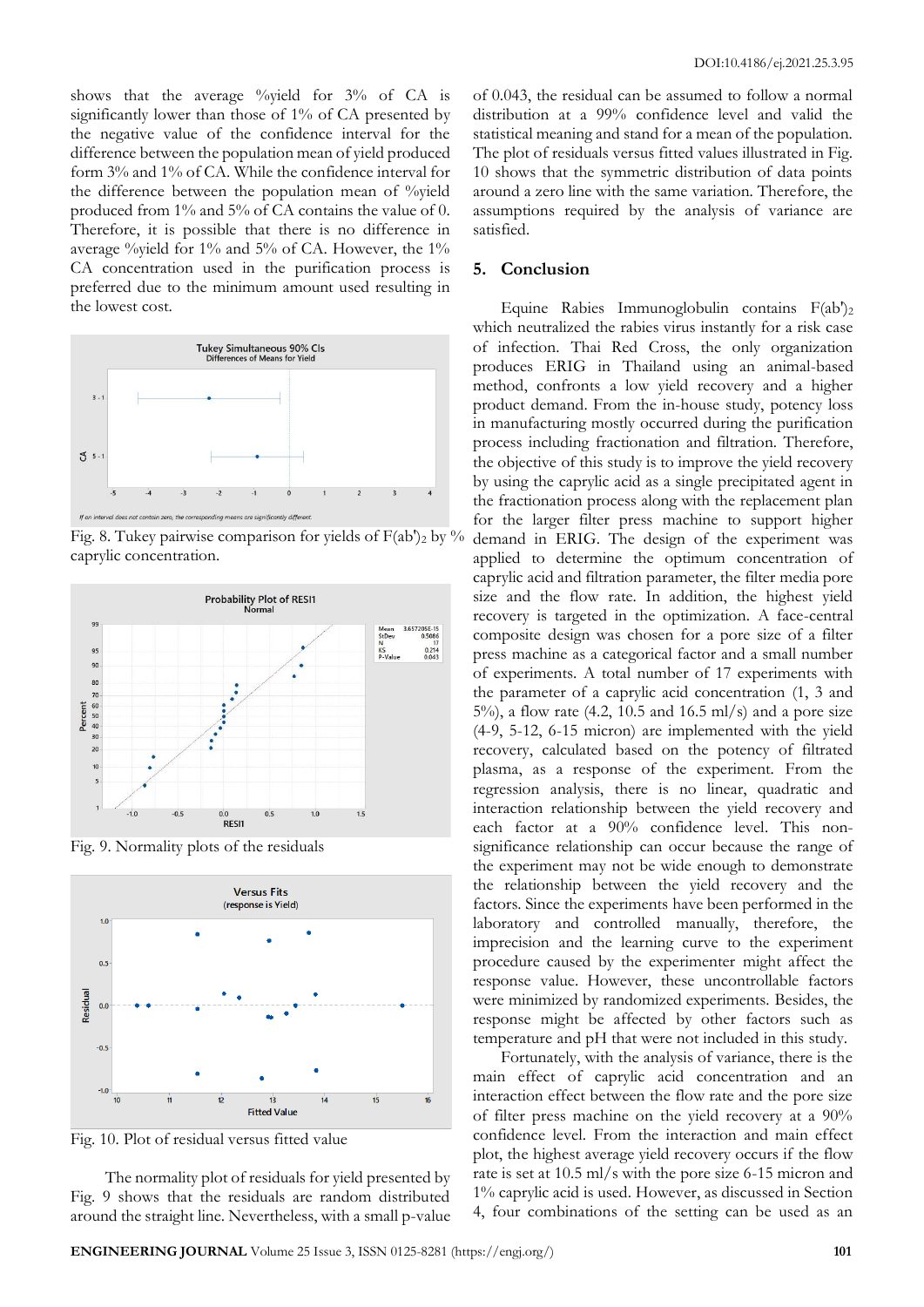shows that the average %yield for 3% of CA is significantly lower than those of 1% of CA presented by the negative value of the confidence interval for the difference between the population mean of yield produced form 3% and 1% of CA. While the confidence interval for the difference between the population mean of %yield produced from 1% and 5% of CA contains the value of 0. Therefore, it is possible that there is no difference in average %yield for 1% and 5% of CA. However, the 1% CA concentration used in the purification process is preferred due to the minimum amount used resulting in the lowest cost.

Fig. 8. Tukey pairwise comparison for yields of $F(ab')_2$ by % caprylic concentration.

Fig. 9. Normality plots of the residuals

Fig. 10. Plot of residual versus fitted value

The normality plot of residuals for yield presented by Fig. 9 shows that the residuals are random distributed around the straight line. Nevertheless, with a small p-value of 0.043, the residual can be assumed to follow a normal distribution at a 99% confidence level and valid the statistical meaning and stand for a mean of the population. The plot of residuals versus fitted values illustrated in Fig. 10 shows that the symmetric distribution of data points around a zero line with the same variation. Therefore, the assumptions required by the analysis of variance are satisfied.

## 5. Conclusion

Equine Rabies Immunoglobulin contains $F(ab')_2$ which neutralized the rabies virus instantly for a risk case of infection. Thai Red Cross, the only organization produces ERIG in Thailand using an animal-based method, confronts a low yield recovery and a higher product demand. From the in-house study, potency loss in manufacturing mostly occurred during the purification process including fractionation and filtration. Therefore, the objective of this study is to improve the yield recovery by using the caprylic acid as a single precipitated agent in the fractionation process along with the replacement plan for the larger filter press machine to support higher demand in ERIG. The design of the experiment was applied to determine the optimum concentration of caprylic acid and filtration parameter, the filter media pore size and the flow rate. In addition, the highest yield recovery is targeted in the optimization. A face-central composite design was chosen for a pore size of a filter press machine as a categorical factor and a small number of experiments. A total number of 17 experiments with the parameter of a caprylic acid concentration (1, 3 and 5%), a flow rate (4.2, 10.5 and 16.5 ml/s) and a pore size (4-9, 5-12, 6-15 micron) are implemented with the yield recovery, calculated based on the potency of filtrated plasma, as a response of the experiment. From the regression analysis, there is no linear, quadratic and interaction relationship between the yield recovery and each factor at a 90% confidence level. This non-significance relationship can occur because the range of the experiment may not be wide enough to demonstrate the relationship between the yield recovery and the factors. Since the experiments have been performed in the laboratory and controlled manually, therefore, the imprecision and the learning curve to the experiment procedure caused by the experimenter might affect the response value. However, these uncontrollable factors were minimized by randomized experiments. Besides, the response might be affected by other factors such as temperature and pH that were not included in this study.

Fortunately, with the analysis of variance, there is the main effect of caprylic acid concentration and an interaction effect between the flow rate and the pore size of filter press machine on the yield recovery at a 90% confidence level. From the interaction and main effect plot, the highest average yield recovery occurs if the flow rate is set at 10.5 ml/s with the pore size 6-15 micron and 1% caprylic acid is used. However, as discussed in Section 4, four combinations of the setting can be used as an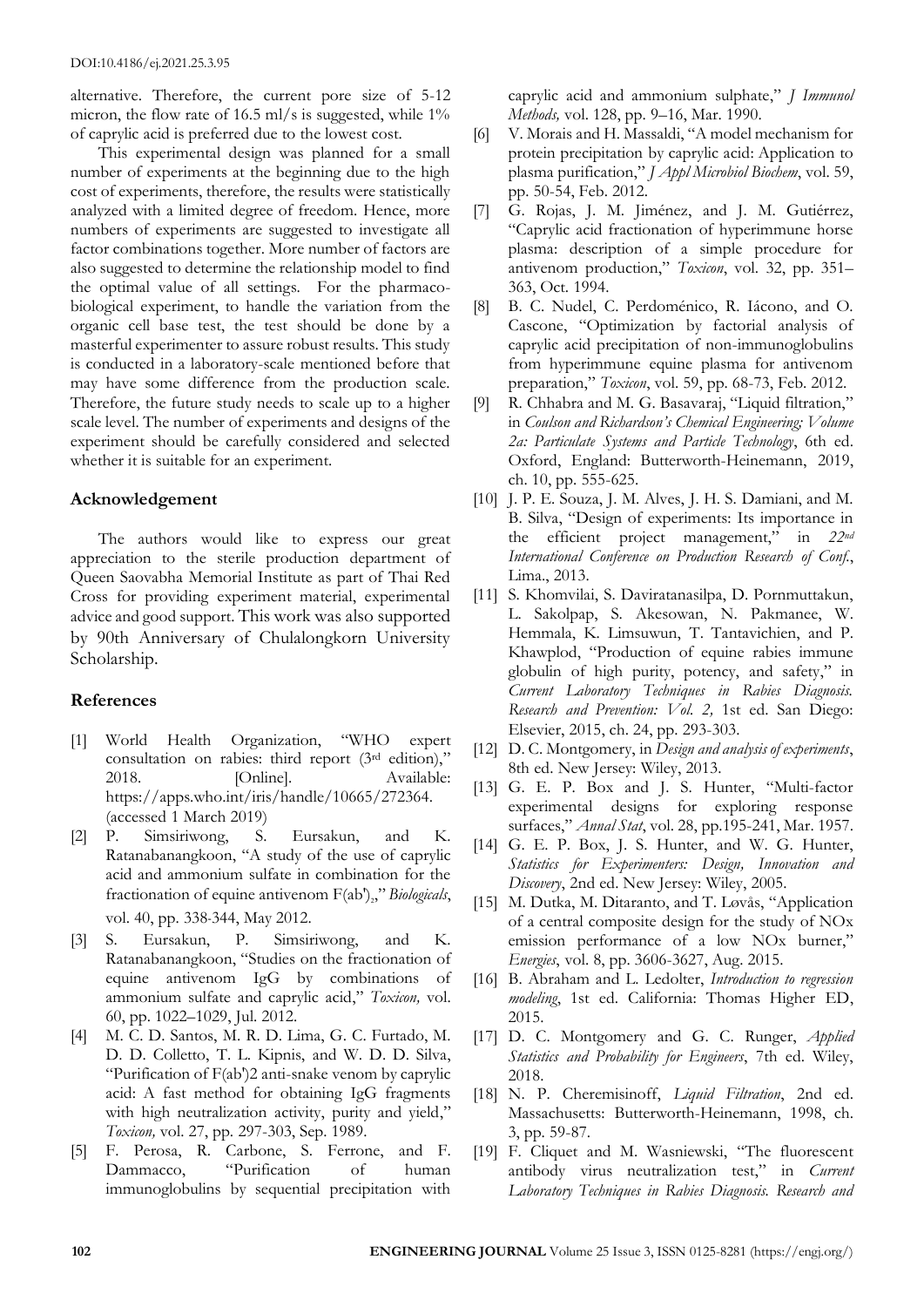alternative. Therefore, the current pore size of 5-12 micron, the flow rate of 16.5 ml/s is suggested, while 1% of caprylic acid is preferred due to the lowest cost.

This experimental design was planned for a small number of experiments at the beginning due to the high cost of experiments, therefore, the results were statistically analyzed with a limited degree of freedom. Hence, more numbers of experiments are suggested to investigate all factor combinations together. More number of factors are also suggested to determine the relationship model to find the optimal value of all settings. For the pharmaco-biological experiment, to handle the variation from the organic cell base test, the test should be done by a masterful experimenter to assure robust results. This study is conducted in a laboratory-scale mentioned before that may have some difference from the production scale. Therefore, the future study needs to scale up to a higher scale level. The number of experiments and designs of the experiment should be carefully considered and selected whether it is suitable for an experiment.

## Acknowledgement

The authors would like to express our great appreciation to the sterile production department of Queen Saovabha Memorial Institute as part of Thai Red Cross for providing experiment material, experimental advice and good support. This work was also supported by 90th Anniversary of Chulalongkorn University Scholarship.

## References

[1] World Health Organization, "WHO expert consultation on rabies: third report (3rd edition)," 2018. [Online]. Available: https://apps.who.int/iris/handle/10665/272364. (accessed 1 March 2019)

[2] P. Simsiriwong, S. Eursakun, and K. Ratanabanangkoon, "A study of the use of caprylic acid and ammonium sulfate in combination for the fractionation of equine antivenom F(ab')$_2$," *Biologicals*, vol. 40, pp. 338-344, May 2012.

[3] S. Eursakun, P. Simsiriwong, and K. Ratanabanangkoon, "Studies on the fractionation of equine antivenom IgG by combinations of ammonium sulfate and caprylic acid," *Toxicon,* vol. 60, pp. 1022–1029, Jul. 2012.

[4] M. C. D. Santos, M. R. D. Lima, G. C. Furtado, M. D. D. Colletto, T. L. Kipnis, and W. D. D. Silva, "Purification of F(ab')2 anti-snake venom by caprylic acid: A fast method for obtaining IgG fragments with high neutralization activity, purity and yield," *Toxicon,* vol. 27, pp. 297-303, Sep. 1989.

[5] F. Perosa, R. Carbone, S. Ferrone, and F. Dammacco, "Purification of human immunoglobulins by sequential precipitation with caprylic acid and ammonium sulphate," *J Immunol Methods,* vol. 128, pp. 9–16, Mar. 1990.

[6] V. Morais and H. Massaldi, "A model mechanism for protein precipitation by caprylic acid: Application to plasma purification," *J Appl Microbiol Biochem*, vol. 59, pp. 50-54, Feb. 2012.

[7] G. Rojas, J. M. Jiménez, and J. M. Gutiérrez, "Caprylic acid fractionation of hyperimmune horse plasma: description of a simple procedure for antivenom production," *Toxicon*, vol. 32, pp. 351–363, Oct. 1994.

[8] B. C. Nudel, C. Perdoménico, R. Iácono, and O. Cascone, "Optimization by factorial analysis of caprylic acid precipitation of non-immunoglobulins from hyperimmune equine plasma for antivenom preparation," *Toxicon*, vol. 59, pp. 68-73, Feb. 2012.

[9] R. Chhabra and M. G. Basavaraj, "Liquid filtration," in *Coulson and Richardson's Chemical Engineering; Volume 2a: Particulate Systems and Particle Technology*, 6th ed. Oxford, England: Butterworth-Heinemann, 2019, ch. 10, pp. 555-625.

[10] J. P. E. Souza, J. M. Alves, J. H. S. Damiani, and M. B. Silva, "Design of experiments: Its importance in the efficient project management," in *22nd International Conference on Production Research of Conf.*, Lima., 2013.

[11] S. Khomvilai, S. Daviratanasilpa, D. Pornmuttakun, L. Sakolpap, S. Akesowan, N. Pakmanee, W. Hemmala, K. Limsuwun, T. Tantavichien, and P. Khawplod, "Production of equine rabies immune globulin of high purity, potency, and safety," in *Current Laboratory Techniques in Rabies Diagnosis. Research and Prevention: Vol. 2,* 1st ed. San Diego: Elsevier, 2015, ch. 24, pp. 293-303.

[12] D. C. Montgomery, in *Design and analysis of experiments*, 8th ed. New Jersey: Wiley, 2013.

[13] G. E. P. Box and J. S. Hunter, "Multi-factor experimental designs for exploring response surfaces," *Annal Stat*, vol. 28, pp.195-241, Mar. 1957.

[14] G. E. P. Box, J. S. Hunter, and W. G. Hunter, *Statistics for Experimenters: Design, Innovation and Discovery*, 2nd ed. New Jersey: Wiley, 2005.

[15] M. Dutka, M. Ditaranto, and T. Løvås, "Application of a central composite design for the study of NOx emission performance of a low NOx burner," *Energies*, vol. 8, pp. 3606-3627, Aug. 2015.

[16] B. Abraham and L. Ledolter, *Introduction to regression modeling*, 1st ed. California: Thomas Higher ED, 2015.

[17] D. C. Montgomery and G. C. Runger, *Applied Statistics and Probability for Engineers*, 7th ed. Wiley, 2018.

[18] N. P. Cheremisinoff, *Liquid Filtration*, 2nd ed. Massachusetts: Butterworth-Heinemann, 1998, ch. 3, pp. 59-87.

[19] F. Cliquet and M. Wasniewski, "The fluorescent antibody virus neutralization test," in *Current Laboratory Techniques in Rabies Diagnosis. Research and*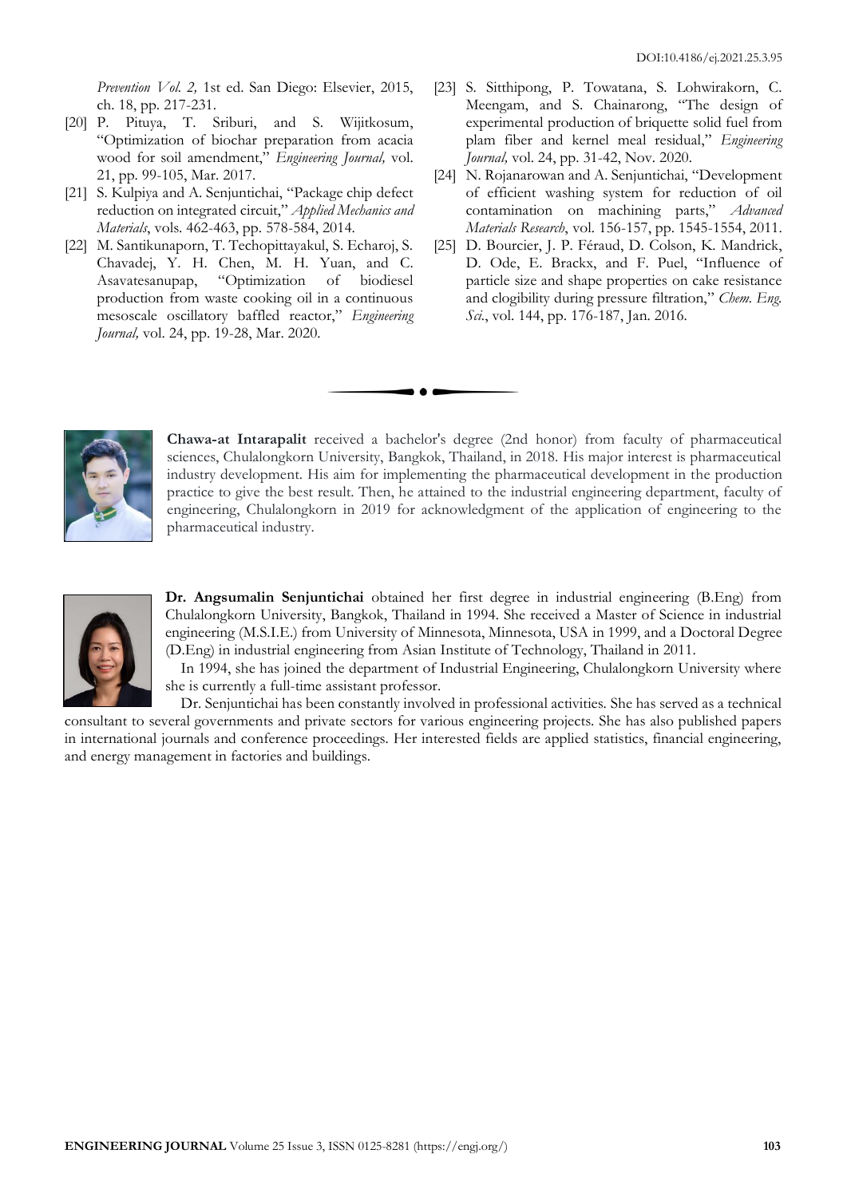*Prevention Vol. 2,* 1st ed. San Diego: Elsevier, 2015, ch. 18, pp. 217-231.

[20] P. Pituya, T. Sriburi, and S. Wijitkosum, "Optimization of biochar preparation from acacia wood for soil amendment," *Engineering Journal,* vol. 21, pp. 99-105, Mar. 2017.

[21] S. Kulpiya and A. Senjuntichai, "Package chip defect reduction on integrated circuit," *Applied Mechanics and Materials*, vols. 462-463, pp. 578-584, 2014.

[22] M. Santikunaporn, T. Techopittayakul, S. Echaroj, S. Chavadej, Y. H. Chen, M. H. Yuan, and C. Asavatesanupap, "Optimization of biodiesel production from waste cooking oil in a continuous mesoscale oscillatory baffled reactor," *Engineering Journal,* vol. 24, pp. 19-28, Mar. 2020.

[23] S. Sitthipong, P. Towatana, S. Lohwirakorn, C. Meengam, and S. Chainarong, "The design of experimental production of briquette solid fuel from plam fiber and kernel meal residual," *Engineering Journal,* vol. 24, pp. 31-42, Nov. 2020.

[24] N. Rojanarowan and A. Senjuntichai, "Development of efficient washing system for reduction of oil contamination on machining parts," *Advanced Materials Research*, vol. 156-157, pp. 1545-1554, 2011.

[25] D. Bourcier, J. P. Féraud, D. Colson, K. Mandrick, D. Ode, E. Brackx, and F. Puel, "Influence of particle size and shape properties on cake resistance and clogibility during pressure filtration," *Chem. Eng. Sci.*, vol. 144, pp. 176-187, Jan. 2016.

**Chawa-at Intarapalit** received a bachelor's degree (2nd honor) from faculty of pharmaceutical sciences, Chulalongkorn University, Bangkok, Thailand, in 2018. His major interest is pharmaceutical industry development. His aim for implementing the pharmaceutical development in the production practice to give the best result. Then, he attained to the industrial engineering department, faculty of engineering, Chulalongkorn in 2019 for acknowledgment of the application of engineering to the pharmaceutical industry.

**Dr. Angsumalin Senjuntichai** obtained her first degree in industrial engineering (B.Eng) from Chulalongkorn University, Bangkok, Thailand in 1994. She received a Master of Science in industrial engineering (M.S.I.E.) from University of Minnesota, Minnesota, USA in 1999, and a Doctoral Degree (D.Eng) in industrial engineering from Asian Institute of Technology, Thailand in 2011.

In 1994, she has joined the department of Industrial Engineering, Chulalongkorn University where she is currently a full-time assistant professor.

Dr. Senjuntichai has been constantly involved in professional activities. She has served as a technical consultant to several governments and private sectors for various engineering projects. She has also published papers in international journals and conference proceedings. Her interested fields are applied statistics, financial engineering, and energy management in factories and buildings.